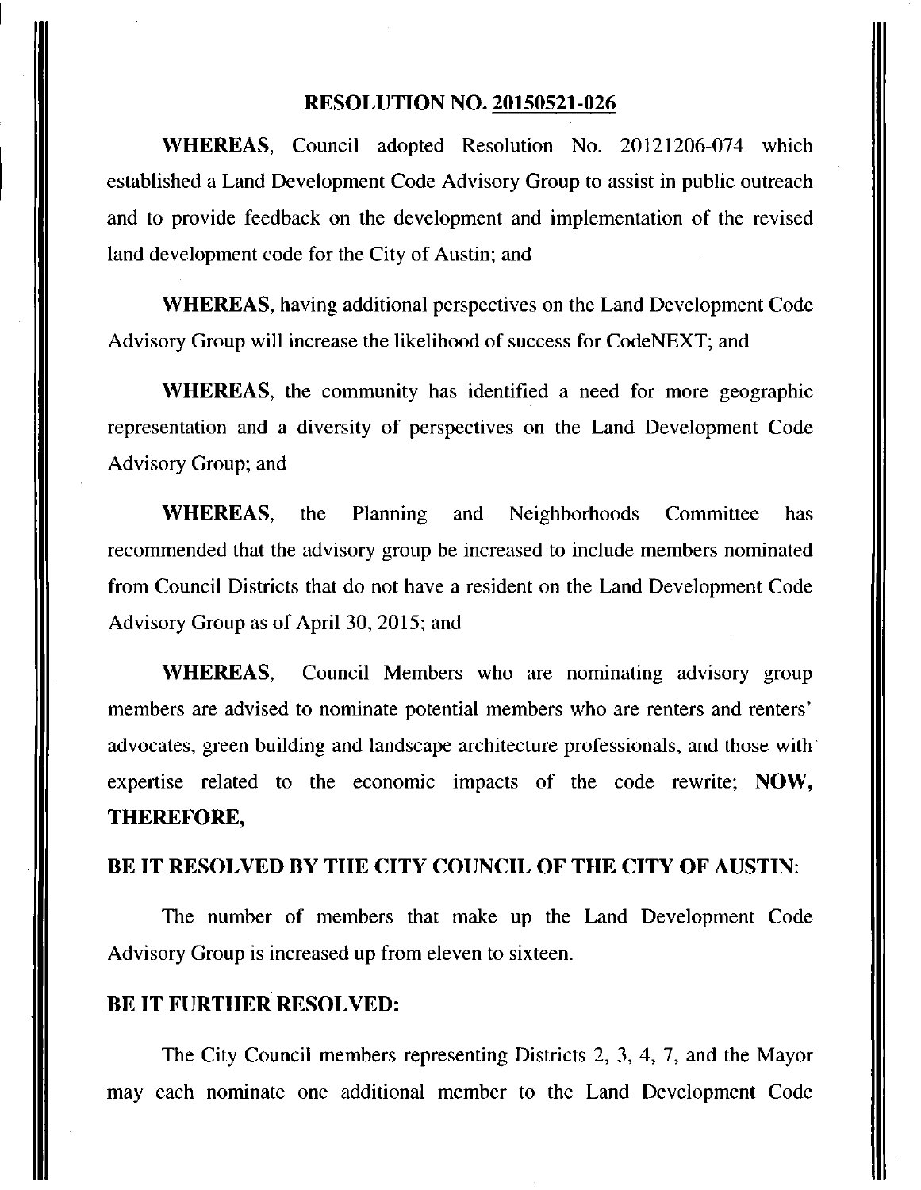## RESOLUTION NO. 20150521-026

**WHEREAS**, Council adopted Resolution No. 20121206-074 which established a Land Development Code Advisory Group to assist in public outreach and to provide feedback on the development and implementation of the revised land development code for the City of Austin; and

**WHEREAS**, having additional perspectives on the Land Development Code Advisory Group will increase the likelihood of success for CodeNEXT; and

**WHEREAS**, the community has identified a need for more geographic representation and a diversity of perspectives on the Land Development Code Advisory Group; and

**WHEREAS**, the Planning and Neighborhoods Committee has recommended that the advisory group be increased to include members nominated from Council Districts that do not have a resident on the Land Development Code Advisory Group as of April 30, 2015; and

**WHEREAS**, Council Members who are nominating advisory group members are advised to nominate potential members who are renters and renters' advocates, green building and landscape architecture professionals, and those with expertise related to the economic impacts of the code rewrite; **NOW, THEREFORE,**

**BE IT RESOLVED BY THE CITY COUNCIL OF THE CITY OF AUSTIN:**

The number of members that make up the Land Development Code Advisory Group is increased up from eleven to sixteen.

**BE IT FURTHER RESOLVED:**

The City Council members representing Districts 2, 3, 4, 7, and the Mayor may each nominate one additional member to the Land Development Code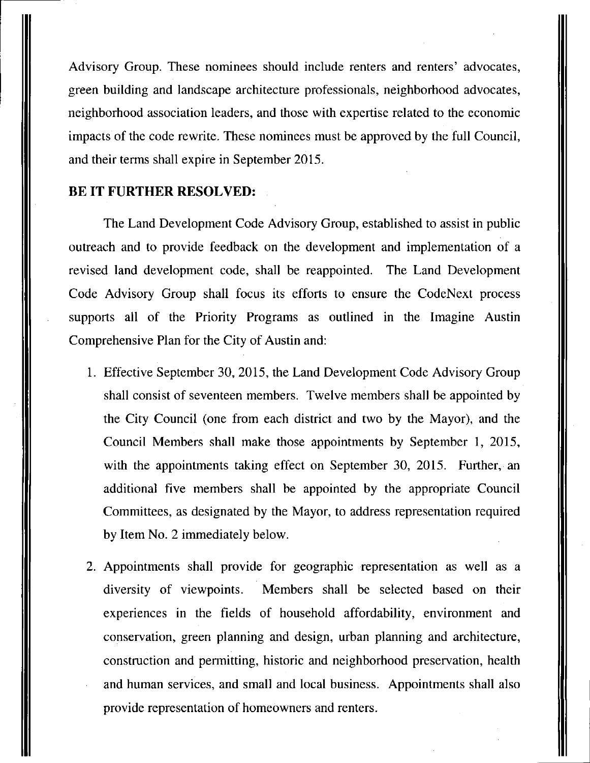Advisory Group. These nominees should include renters and renters' advocates, green building and landscape architecture professionals, neighborhood advocates, neighborhood association leaders, and those with expertise related to the economic impacts of the code rewrite. These nominees must be approved by the full Council, and their terms shall expire in September 2015.

**BE IT FURTHER RESOLVED:**

The Land Development Code Advisory Group, established to assist in public outreach and to provide feedback on the development and implementation of a revised land development code, shall be reappointed. The Land Development Code Advisory Group shall focus its efforts to ensure the CodeNext process supports all of the Priority Programs as outlined in the Imagine Austin Comprehensive Plan for the City of Austin and:

1. Effective September 30, 2015, the Land Development Code Advisory Group shall consist of seventeen members. Twelve members shall be appointed by the City Council (one from each district and two by the Mayor), and the Council Members shall make those appointments by September 1, 2015, with the appointments taking effect on September 30, 2015. Further, an additional five members shall be appointed by the appropriate Council Committees, as designated by the Mayor, to address representation required by Item No. 2 immediately below.

2. Appointments shall provide for geographic representation as well as a diversity of viewpoints. Members shall be selected based on their experiences in the fields of household affordability, environment and conservation, green planning and design, urban planning and architecture, construction and permitting, historic and neighborhood preservation, health and human services, and small and local business. Appointments shall also provide representation of homeowners and renters.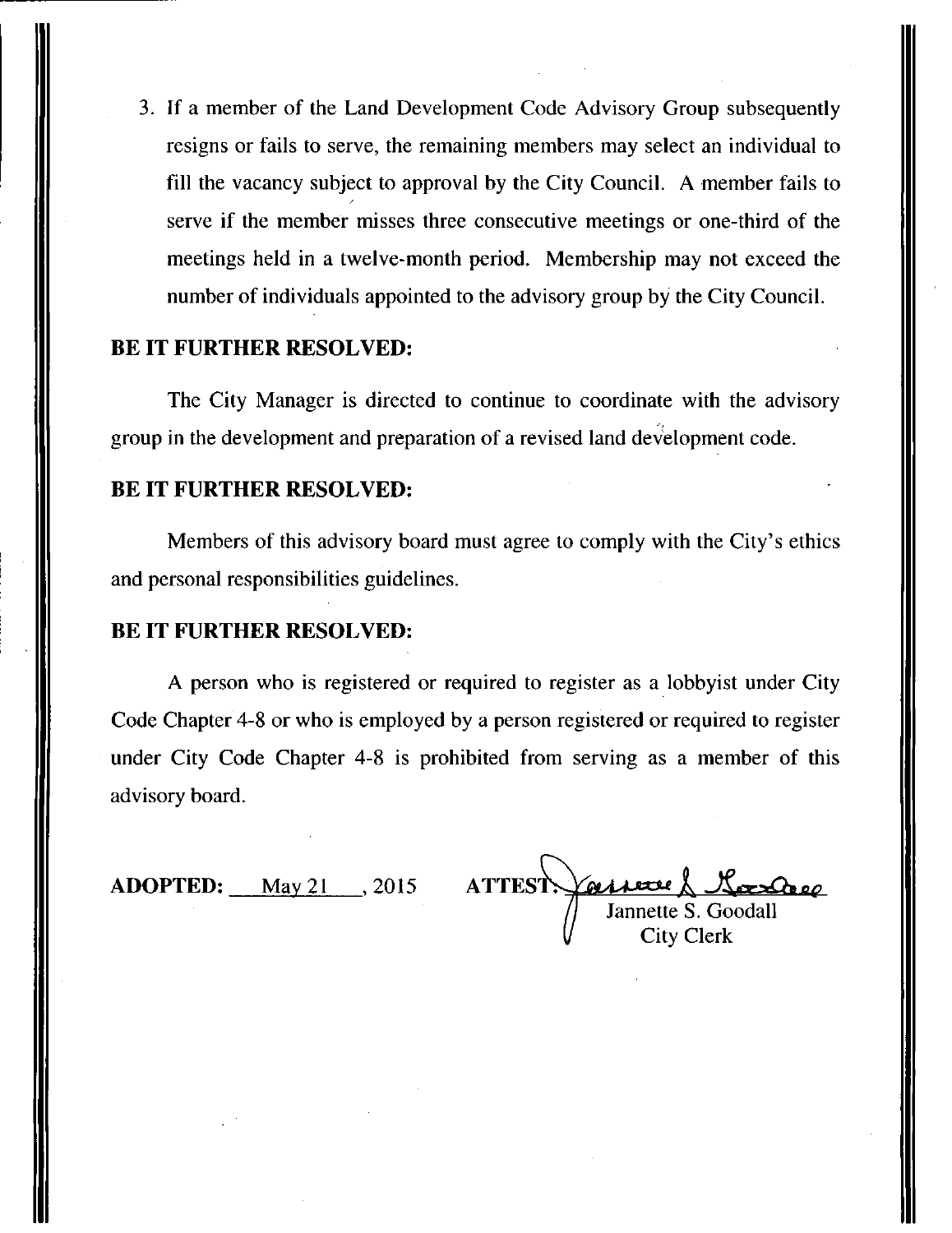3. If a member of the Land Development Code Advisory Group subsequently resigns or fails to serve, the remaining members may select an individual to fill the vacancy subject to approval by the City Council. A member fails to serve if the member misses three consecutive meetings or one-third of the meetings held in a twelve-month period. Membership may not exceed the number of individuals appointed to the advisory group by the City Council.

**BE IT FURTHER RESOLVED:**

The City Manager is directed to continue to coordinate with the advisory group in the development and preparation of a revised land development code.

**BE IT FURTHER RESOLVED:**

Members of this advisory board must agree to comply with the City's ethics and personal responsibilities guidelines.

**BE IT FURTHER RESOLVED:**

A person who is registered or required to register as a lobbyist under City Code Chapter 4-8 or who is employed by a person registered or required to register under City Code Chapter 4-8 is prohibited from serving as a member of this advisory board.

**ADOPTED:** May 21, 2015

**ATTEST:** Jannette S. Goodall
City Clerk